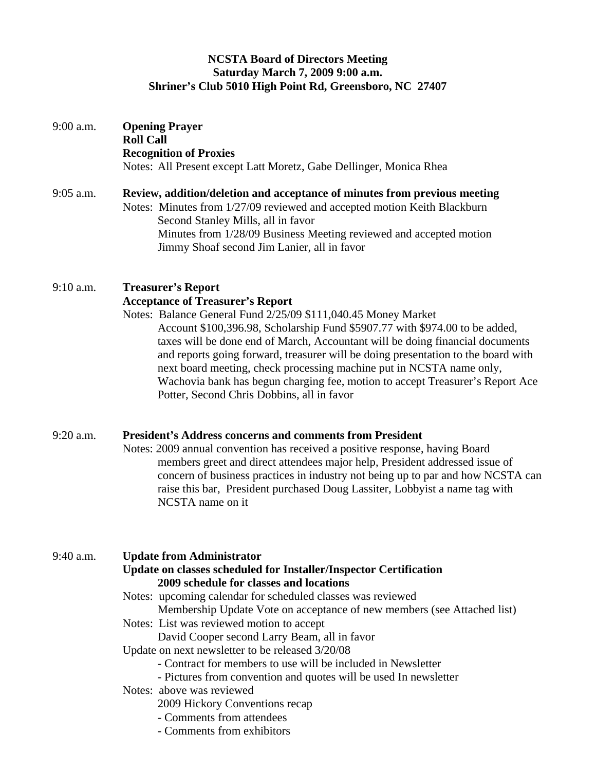**NCSTA Board of Directors Meeting**
**Saturday March 7, 2009 9:00 a.m.**
**Shriner's Club 5010 High Point Rd, Greensboro, NC 27407**

9:00 a.m. **Opening Prayer**
**Roll Call**
**Recognition of Proxies**
Notes: All Present except Latt Moretz, Gabe Dellinger, Monica Rhea

9:05 a.m. **Review, addition/deletion and acceptance of minutes from previous meeting**
Notes: Minutes from 1/27/09 reviewed and accepted motion Keith Blackburn Second Stanley Mills, all in favor
Minutes from 1/28/09 Business Meeting reviewed and accepted motion Jimmy Shoaf second Jim Lanier, all in favor

9:10 a.m. **Treasurer's Report**
**Acceptance of Treasurer's Report**
Notes: Balance General Fund 2/25/09 $111,040.45 Money Market Account $100,396.98, Scholarship Fund $5907.77 with $974.00 to be added, taxes will be done end of March, Accountant will be doing financial documents and reports going forward, treasurer will be doing presentation to the board with next board meeting, check processing machine put in NCSTA name only, Wachovia bank has begun charging fee, motion to accept Treasurer's Report Ace Potter, Second Chris Dobbins, all in favor

9:20 a.m. **President's Address concerns and comments from President**
Notes: 2009 annual convention has received a positive response, having Board members greet and direct attendees major help, President addressed issue of concern of business practices in industry not being up to par and how NCSTA can raise this bar, President purchased Doug Lassiter, Lobbyist a name tag with NCSTA name on it

9:40 a.m. **Update from Administrator**
**Update on classes scheduled for Installer/Inspector Certification**
**2009 schedule for classes and locations**
Notes: upcoming calendar for scheduled classes was reviewed
Membership Update Vote on acceptance of new members (see Attached list)
Notes: List was reviewed motion to accept
David Cooper second Larry Beam, all in favor
Update on next newsletter to be released 3/20/08
- Contract for members to use will be included in Newsletter
- Pictures from convention and quotes will be used In newsletter

Notes: above was reviewed
2009 Hickory Conventions recap
- Comments from attendees
- Comments from exhibitors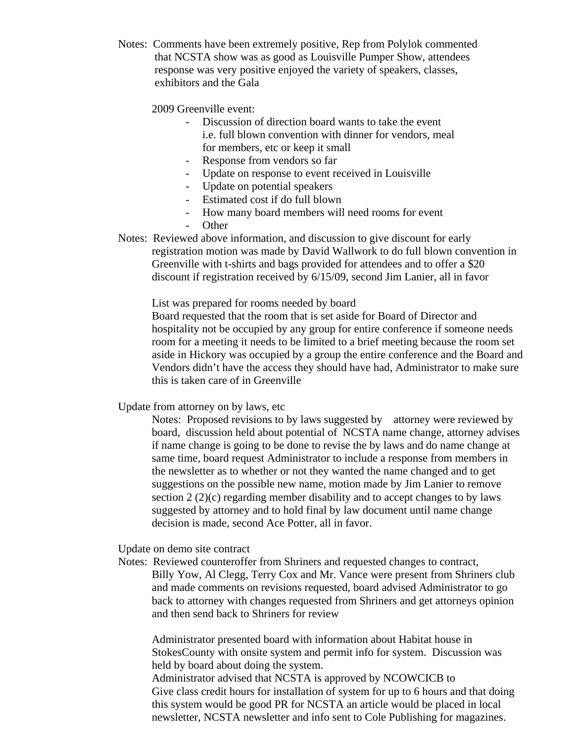Notes: Comments have been extremely positive, Rep from Polylok commented that NCSTA show was as good as Louisville Pumper Show, attendees response was very positive enjoyed the variety of speakers, classes, exhibitors and the Gala

2009 Greenville event:

- Discussion of direction board wants to take the event i.e. full blown convention with dinner for vendors, meal for members, etc or keep it small
- Response from vendors so far
- Update on response to event received in Louisville
- Update on potential speakers
- Estimated cost if do full blown
- How many board members will need rooms for event
- Other

Notes: Reviewed above information, and discussion to give discount for early registration motion was made by David Wallwork to do full blown convention in Greenville with t-shirts and bags provided for attendees and to offer a $20 discount if registration received by 6/15/09, second Jim Lanier, all in favor

List was prepared for rooms needed by board

Board requested that the room that is set aside for Board of Director and hospitality not be occupied by any group for entire conference if someone needs room for a meeting it needs to be limited to a brief meeting because the room set aside in Hickory was occupied by a group the entire conference and the Board and Vendors didn't have the access they should have had, Administrator to make sure this is taken care of in Greenville

Update from attorney on by laws, etc

Notes: Proposed revisions to by laws suggested by attorney were reviewed by board, discussion held about potential of NCSTA name change, attorney advises if name change is going to be done to revise the by laws and do name change at same time, board request Administrator to include a response from members in the newsletter as to whether or not they wanted the name changed and to get suggestions on the possible new name, motion made by Jim Lanier to remove section 2 (2)(c) regarding member disability and to accept changes to by laws suggested by attorney and to hold final by law document until name change decision is made, second Ace Potter, all in favor.

Update on demo site contract

Notes: Reviewed counteroffer from Shriners and requested changes to contract, Billy Yow, Al Clegg, Terry Cox and Mr. Vance were present from Shriners club and made comments on revisions requested, board advised Administrator to go back to attorney with changes requested from Shriners and get attorneys opinion and then send back to Shriners for review

Administrator presented board with information about Habitat house in StokesCounty with onsite system and permit info for system. Discussion was held by board about doing the system.

Administrator advised that NCSTA is approved by NCOWCICB to Give class credit hours for installation of system for up to 6 hours and that doing this system would be good PR for NCSTA an article would be placed in local newsletter, NCSTA newsletter and info sent to Cole Publishing for magazines.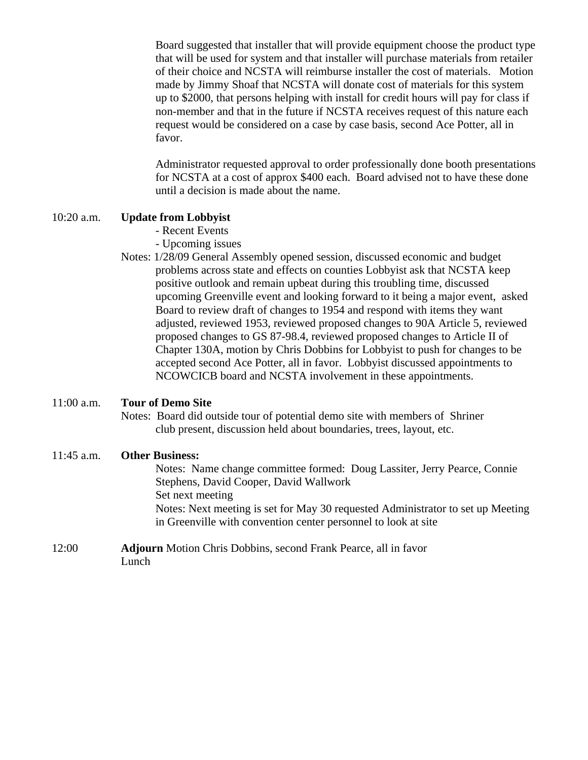Board suggested that installer that will provide equipment choose the product type that will be used for system and that installer will purchase materials from retailer of their choice and NCSTA will reimburse installer the cost of materials. Motion made by Jimmy Shoaf that NCSTA will donate cost of materials for this system up to $2000, that persons helping with install for credit hours will pay for class if non-member and that in the future if NCSTA receives request of this nature each request would be considered on a case by case basis, second Ace Potter, all in favor.

Administrator requested approval to order professionally done booth presentations for NCSTA at a cost of approx $400 each. Board advised not to have these done until a decision is made about the name.

10:20 a.m. **Update from Lobbyist**

- Recent Events
- Upcoming issues

Notes: 1/28/09 General Assembly opened session, discussed economic and budget problems across state and effects on counties Lobbyist ask that NCSTA keep positive outlook and remain upbeat during this troubling time, discussed upcoming Greenville event and looking forward to it being a major event, asked Board to review draft of changes to 1954 and respond with items they want adjusted, reviewed 1953, reviewed proposed changes to 90A Article 5, reviewed proposed changes to GS 87-98.4, reviewed proposed changes to Article II of Chapter 130A, motion by Chris Dobbins for Lobbyist to push for changes to be accepted second Ace Potter, all in favor. Lobbyist discussed appointments to NCOWCICB board and NCSTA involvement in these appointments.

11:00 a.m. **Tour of Demo Site**

Notes: Board did outside tour of potential demo site with members of Shriner club present, discussion held about boundaries, trees, layout, etc.

11:45 a.m. **Other Business:**

Notes: Name change committee formed: Doug Lassiter, Jerry Pearce, Connie Stephens, David Cooper, David Wallwork

Set next meeting

Notes: Next meeting is set for May 30 requested Administrator to set up Meeting in Greenville with convention center personnel to look at site

12:00 **Adjourn** Motion Chris Dobbins, second Frank Pearce, all in favor

Lunch